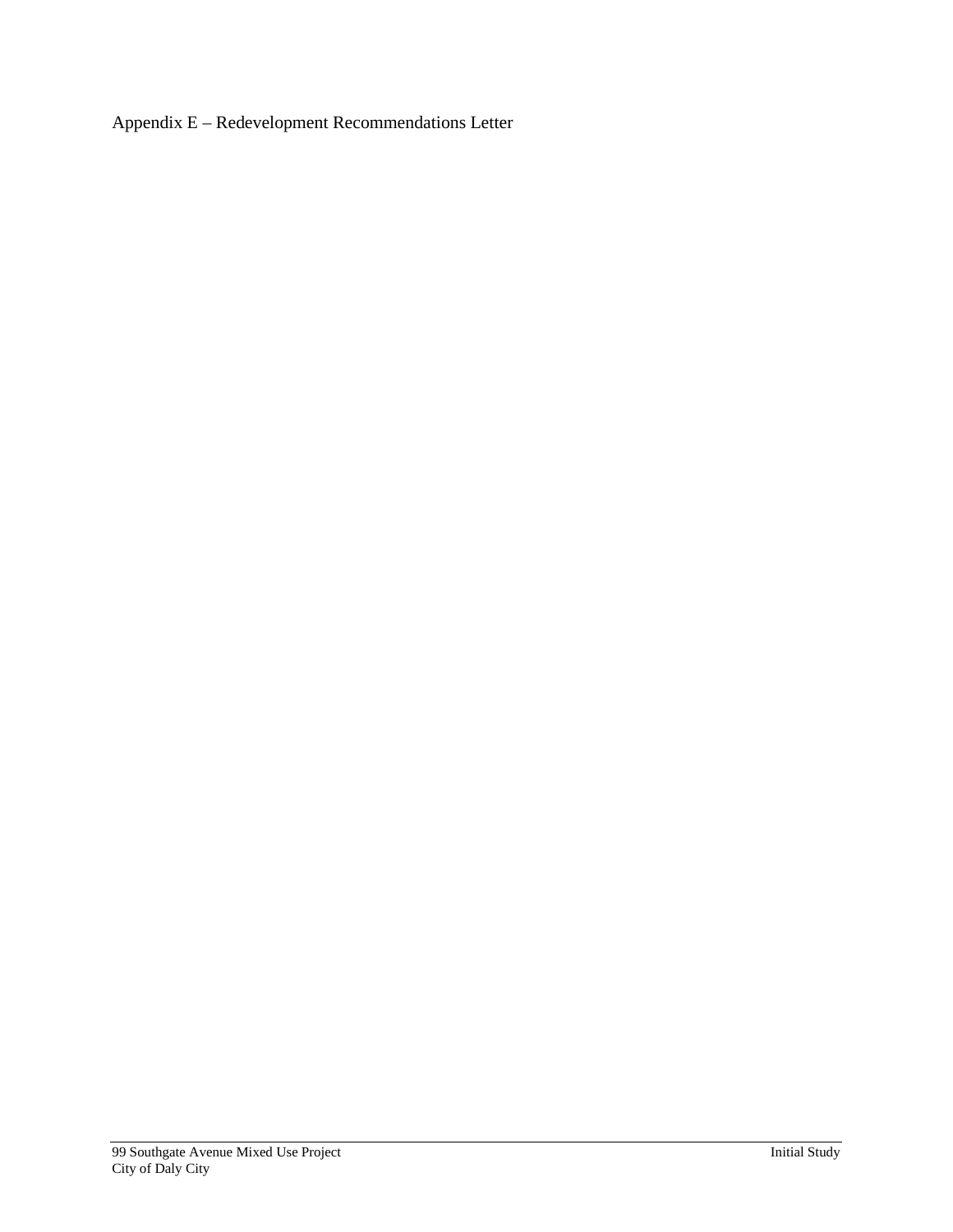Appendix E – Redevelopment Recommendations Letter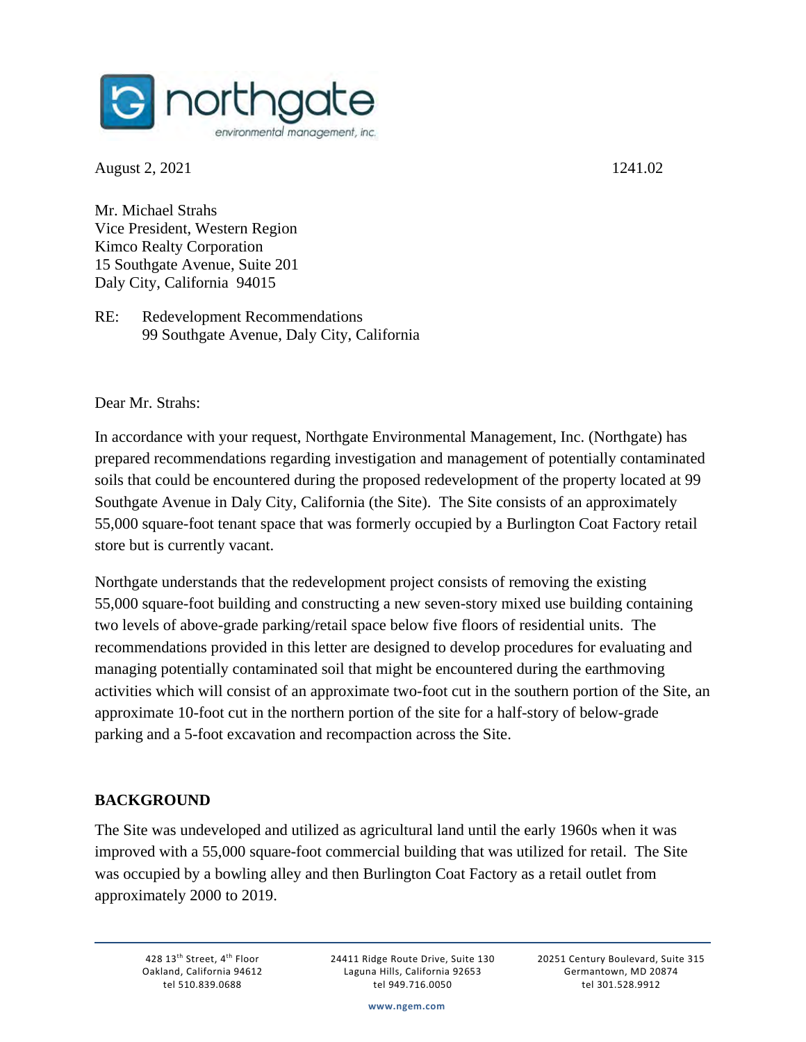August 2, 2021 1241.02

Mr. Michael Strahs
Vice President, Western Region
Kimco Realty Corporation
15 Southgate Avenue, Suite 201
Daly City, California 94015

RE: Redevelopment Recommendations
99 Southgate Avenue, Daly City, California

Dear Mr. Strahs:

In accordance with your request, Northgate Environmental Management, Inc. (Northgate) has prepared recommendations regarding investigation and management of potentially contaminated soils that could be encountered during the proposed redevelopment of the property located at 99 Southgate Avenue in Daly City, California (the Site). The Site consists of an approximately 55,000 square-foot tenant space that was formerly occupied by a Burlington Coat Factory retail store but is currently vacant.

Northgate understands that the redevelopment project consists of removing the existing 55,000 square-foot building and constructing a new seven-story mixed use building containing two levels of above-grade parking/retail space below five floors of residential units. The recommendations provided in this letter are designed to develop procedures for evaluating and managing potentially contaminated soil that might be encountered during the earthmoving activities which will consist of an approximate two-foot cut in the southern portion of the Site, an approximate 10-foot cut in the northern portion of the site for a half-story of below-grade parking and a 5-foot excavation and recompaction across the Site.

## BACKGROUND

The Site was undeveloped and utilized as agricultural land until the early 1960s when it was improved with a 55,000 square-foot commercial building that was utilized for retail. The Site was occupied by a bowling alley and then Burlington Coat Factory as a retail outlet from approximately 2000 to 2019.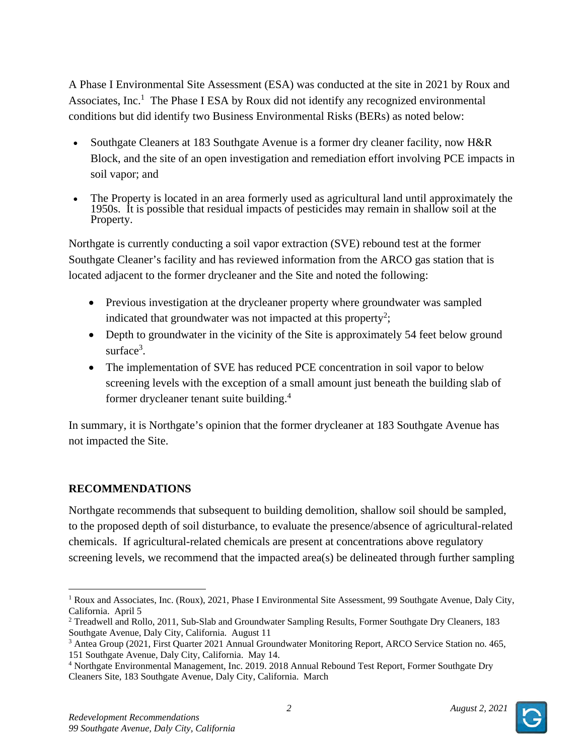A Phase I Environmental Site Assessment (ESA) was conducted at the site in 2021 by Roux and Associates, Inc.[1] The Phase I ESA by Roux did not identify any recognized environmental conditions but did identify two Business Environmental Risks (BERs) as noted below:

- Southgate Cleaners at 183 Southgate Avenue is a former dry cleaner facility, now H&R Block, and the site of an open investigation and remediation effort involving PCE impacts in soil vapor; and
- The Property is located in an area formerly used as agricultural land until approximately the 1950s. It is possible that residual impacts of pesticides may remain in shallow soil at the Property.

Northgate is currently conducting a soil vapor extraction (SVE) rebound test at the former Southgate Cleaner's facility and has reviewed information from the ARCO gas station that is located adjacent to the former drycleaner and the Site and noted the following:

- Previous investigation at the drycleaner property where groundwater was sampled indicated that groundwater was not impacted at this property[2];
- Depth to groundwater in the vicinity of the Site is approximately 54 feet below ground surface[3].
- The implementation of SVE has reduced PCE concentration in soil vapor to below screening levels with the exception of a small amount just beneath the building slab of former drycleaner tenant suite building.[4]

In summary, it is Northgate's opinion that the former drycleaner at 183 Southgate Avenue has not impacted the Site.

## RECOMMENDATIONS

Northgate recommends that subsequent to building demolition, shallow soil should be sampled, to the proposed depth of soil disturbance, to evaluate the presence/absence of agricultural-related chemicals. If agricultural-related chemicals are present at concentrations above regulatory screening levels, we recommend that the impacted area(s) be delineated through further sampling

---

[1] Roux and Associates, Inc. (Roux), 2021, Phase I Environmental Site Assessment, 99 Southgate Avenue, Daly City, California. April 5

[2] Treadwell and Rollo, 2011, Sub-Slab and Groundwater Sampling Results, Former Southgate Dry Cleaners, 183 Southgate Avenue, Daly City, California. August 11

[3] Antea Group (2021, First Quarter 2021 Annual Groundwater Monitoring Report, ARCO Service Station no. 465, 151 Southgate Avenue, Daly City, California. May 14.

[4] Northgate Environmental Management, Inc. 2019. 2018 Annual Rebound Test Report, Former Southgate Dry Cleaners Site, 183 Southgate Avenue, Daly City, California. March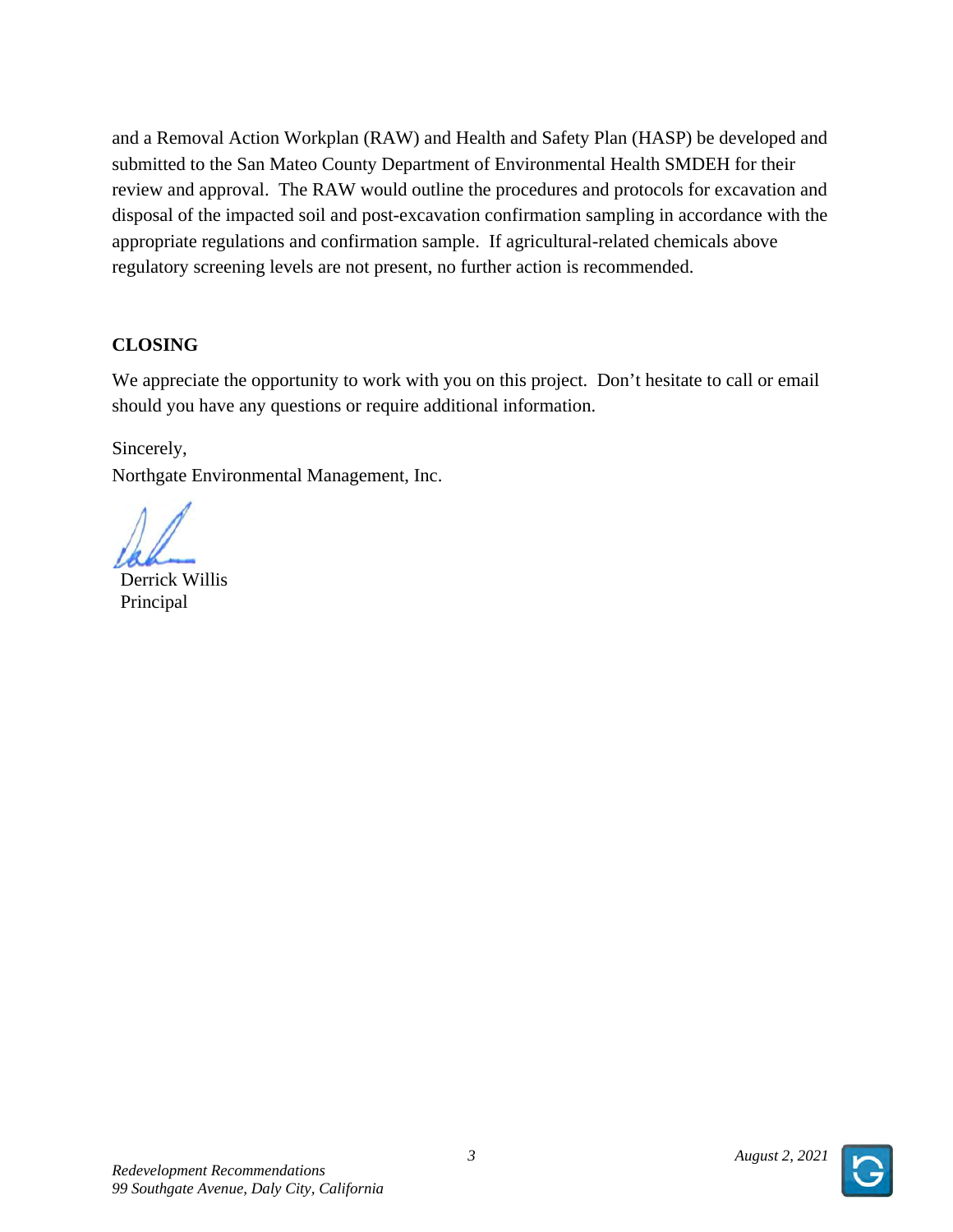and a Removal Action Workplan (RAW) and Health and Safety Plan (HASP) be developed and submitted to the San Mateo County Department of Environmental Health SMDEH for their review and approval. The RAW would outline the procedures and protocols for excavation and disposal of the impacted soil and post-excavation confirmation sampling in accordance with the appropriate regulations and confirmation sample. If agricultural-related chemicals above regulatory screening levels are not present, no further action is recommended.

## CLOSING

We appreciate the opportunity to work with you on this project. Don't hesitate to call or email should you have any questions or require additional information.

Sincerely,
Northgate Environmental Management, Inc.

Derrick Willis
Principal